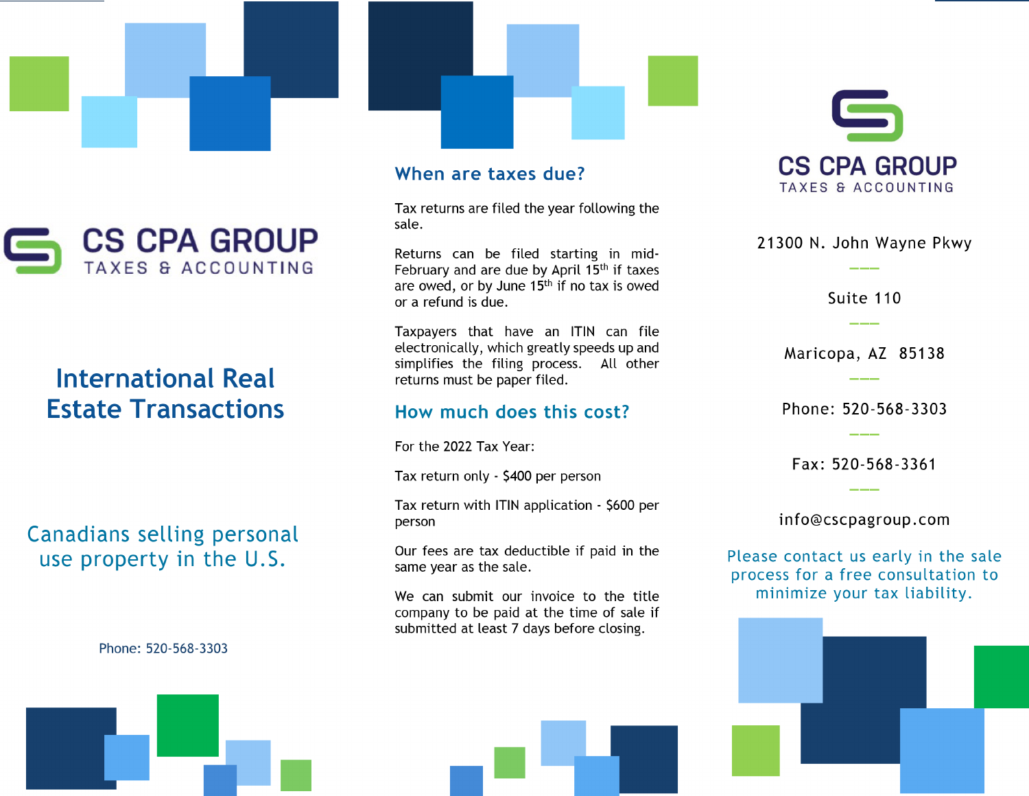# CS CPA GROUP

TAXES & ACCOUNTING

## International Real Estate Transactions

### Canadians selling personal use property in the U.S.

Phone: 520-568-3303

## When are taxes due?

Tax returns are filed the year following the sale.

Returns can be filed starting in mid-February and are due by April 15th if taxes are owed, or by June 15th if no tax is owed or a refund is due.

Taxpayers that have an ITIN can file electronically, which greatly speeds up and simplifies the filing process. All other returns must be paper filed.

## How much does this cost?

For the 2022 Tax Year:

Tax return only - $400 per person

Tax return with ITIN application - $600 per person

Our fees are tax deductible if paid in the same year as the sale.

We can submit our invoice to the title company to be paid at the time of sale if submitted at least 7 days before closing.

# CS CPA GROUP

TAXES & ACCOUNTING

21300 N. John Wayne Pkwy

Suite 110

Maricopa, AZ 85138

Phone: 520-568-3303

Fax: 520-568-3361

info@cscpagroup.com

Please contact us early in the sale process for a free consultation to minimize your tax liability.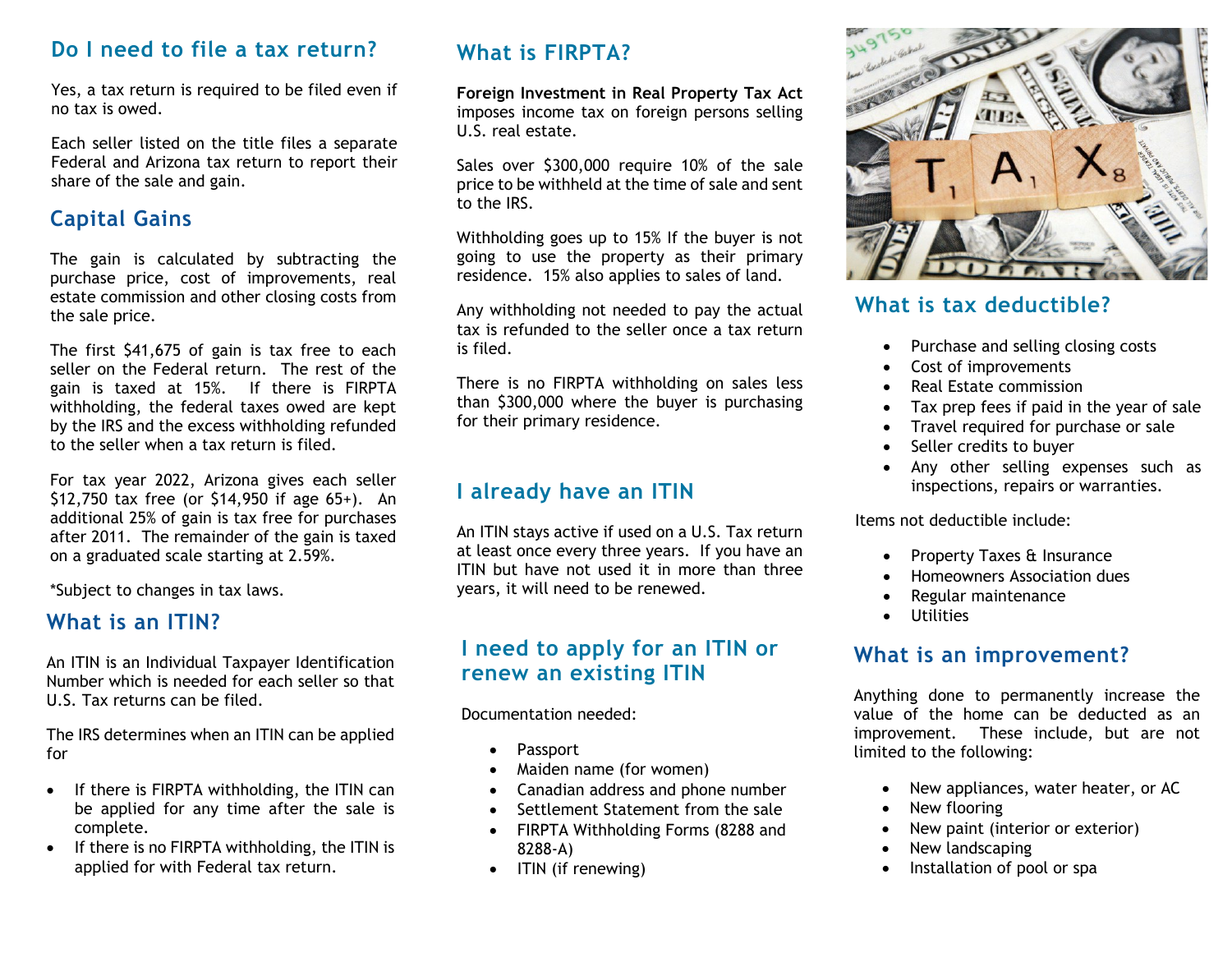## Do I need to file a tax return?

Yes, a tax return is required to be filed even if no tax is owed.

Each seller listed on the title files a separate Federal and Arizona tax return to report their share of the sale and gain.

## Capital Gains

The gain is calculated by subtracting the purchase price, cost of improvements, real estate commission and other closing costs from the sale price.

The first $41,675 of gain is tax free to each seller on the Federal return. The rest of the gain is taxed at 15%. If there is FIRPTA withholding, the federal taxes owed are kept by the IRS and the excess withholding refunded to the seller when a tax return is filed.

For tax year 2022, Arizona gives each seller $12,750 tax free (or $14,950 if age 65+). An additional 25% of gain is tax free for purchases after 2011. The remainder of the gain is taxed on a graduated scale starting at 2.59%.

*Subject to changes in tax laws.

## What is an ITIN?

An ITIN is an Individual Taxpayer Identification Number which is needed for each seller so that U.S. Tax returns can be filed.

The IRS determines when an ITIN can be applied for

- If there is FIRPTA withholding, the ITIN can be applied for any time after the sale is complete.
- If there is no FIRPTA withholding, the ITIN is applied for with Federal tax return.

## What is FIRPTA?

**Foreign Investment in Real Property Tax Act** imposes income tax on foreign persons selling U.S. real estate.

Sales over $300,000 require 10% of the sale price to be withheld at the time of sale and sent to the IRS.

Withholding goes up to 15% If the buyer is not going to use the property as their primary residence. 15% also applies to sales of land.

Any withholding not needed to pay the actual tax is refunded to the seller once a tax return is filed.

There is no FIRPTA withholding on sales less than $300,000 where the buyer is purchasing for their primary residence.

## I already have an ITIN

An ITIN stays active if used on a U.S. Tax return at least once every three years. If you have an ITIN but have not used it in more than three years, it will need to be renewed.

## I need to apply for an ITIN or renew an existing ITIN

Documentation needed:

- Passport
- Maiden name (for women)
- Canadian address and phone number
- Settlement Statement from the sale
- FIRPTA Withholding Forms (8288 and 8288-A)
- ITIN (if renewing)

## What is tax deductible?

- Purchase and selling closing costs
- Cost of improvements
- Real Estate commission
- Tax prep fees if paid in the year of sale
- Travel required for purchase or sale
- Seller credits to buyer
- Any other selling expenses such as inspections, repairs or warranties.

Items not deductible include:

- Property Taxes & Insurance
- Homeowners Association dues
- Regular maintenance
- Utilities

## What is an improvement?

Anything done to permanently increase the value of the home can be deducted as an improvement. These include, but are not limited to the following:

- New appliances, water heater, or AC
- New flooring
- New paint (interior or exterior)
- New landscaping
- Installation of pool or spa